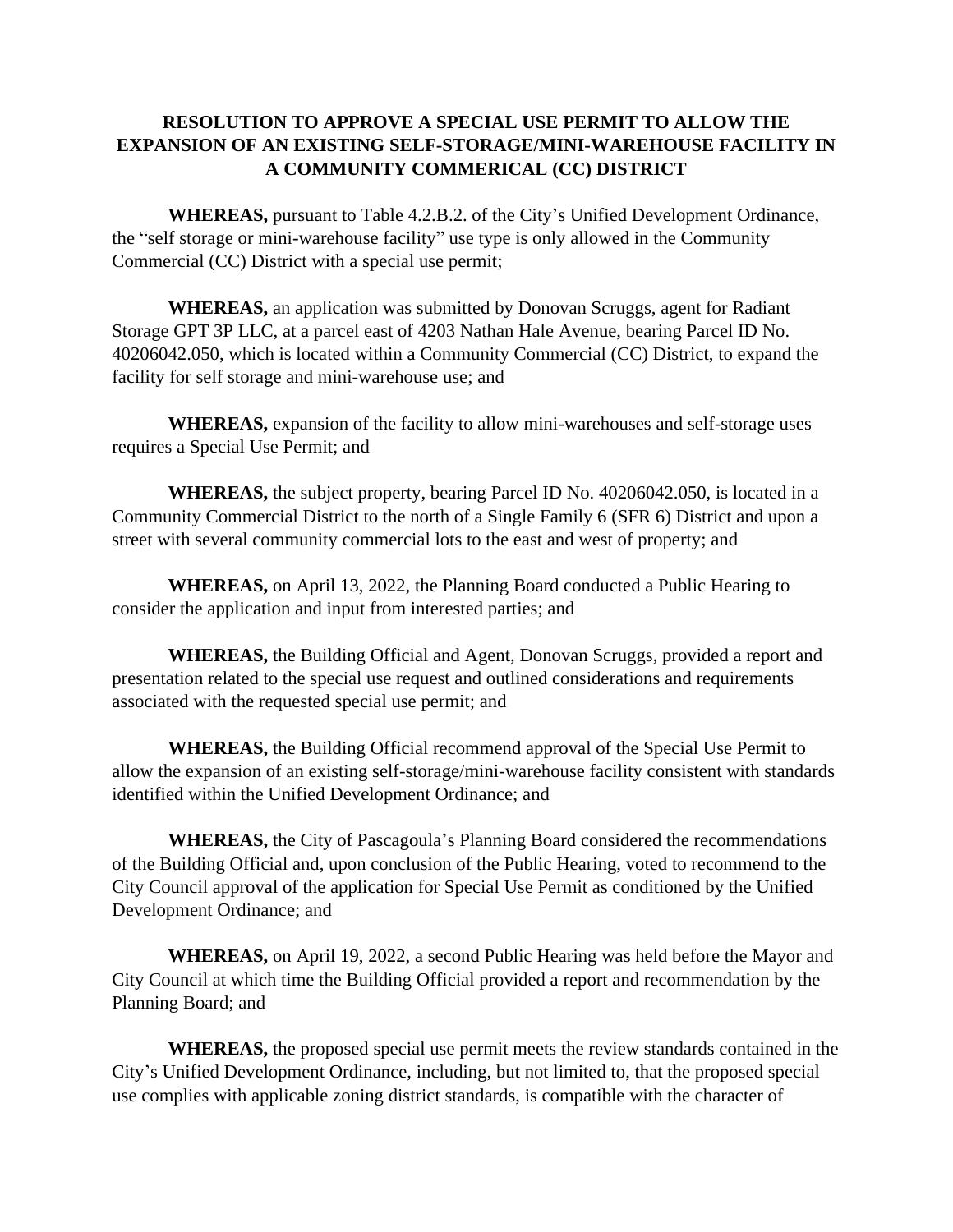**RESOLUTION TO APPROVE A SPECIAL USE PERMIT TO ALLOW THE EXPANSION OF AN EXISTING SELF-STORAGE/MINI-WAREHOUSE FACILITY IN A COMMUNITY COMMERICAL (CC) DISTRICT**

**WHEREAS,** pursuant to Table 4.2.B.2. of the City's Unified Development Ordinance, the "self storage or mini-warehouse facility" use type is only allowed in the Community Commercial (CC) District with a special use permit;

**WHEREAS,** an application was submitted by Donovan Scruggs, agent for Radiant Storage GPT 3P LLC, at a parcel east of 4203 Nathan Hale Avenue, bearing Parcel ID No. 40206042.050, which is located within a Community Commercial (CC) District, to expand the facility for self storage and mini-warehouse use; and

**WHEREAS,** expansion of the facility to allow mini-warehouses and self-storage uses requires a Special Use Permit; and

**WHEREAS,** the subject property, bearing Parcel ID No. 40206042.050, is located in a Community Commercial District to the north of a Single Family 6 (SFR 6) District and upon a street with several community commercial lots to the east and west of property; and

**WHEREAS,** on April 13, 2022, the Planning Board conducted a Public Hearing to consider the application and input from interested parties; and

**WHEREAS,** the Building Official and Agent, Donovan Scruggs, provided a report and presentation related to the special use request and outlined considerations and requirements associated with the requested special use permit; and

**WHEREAS,** the Building Official recommend approval of the Special Use Permit to allow the expansion of an existing self-storage/mini-warehouse facility consistent with standards identified within the Unified Development Ordinance; and

**WHEREAS,** the City of Pascagoula's Planning Board considered the recommendations of the Building Official and, upon conclusion of the Public Hearing, voted to recommend to the City Council approval of the application for Special Use Permit as conditioned by the Unified Development Ordinance; and

**WHEREAS,** on April 19, 2022, a second Public Hearing was held before the Mayor and City Council at which time the Building Official provided a report and recommendation by the Planning Board; and

**WHEREAS,** the proposed special use permit meets the review standards contained in the City's Unified Development Ordinance, including, but not limited to, that the proposed special use complies with applicable zoning district standards, is compatible with the character of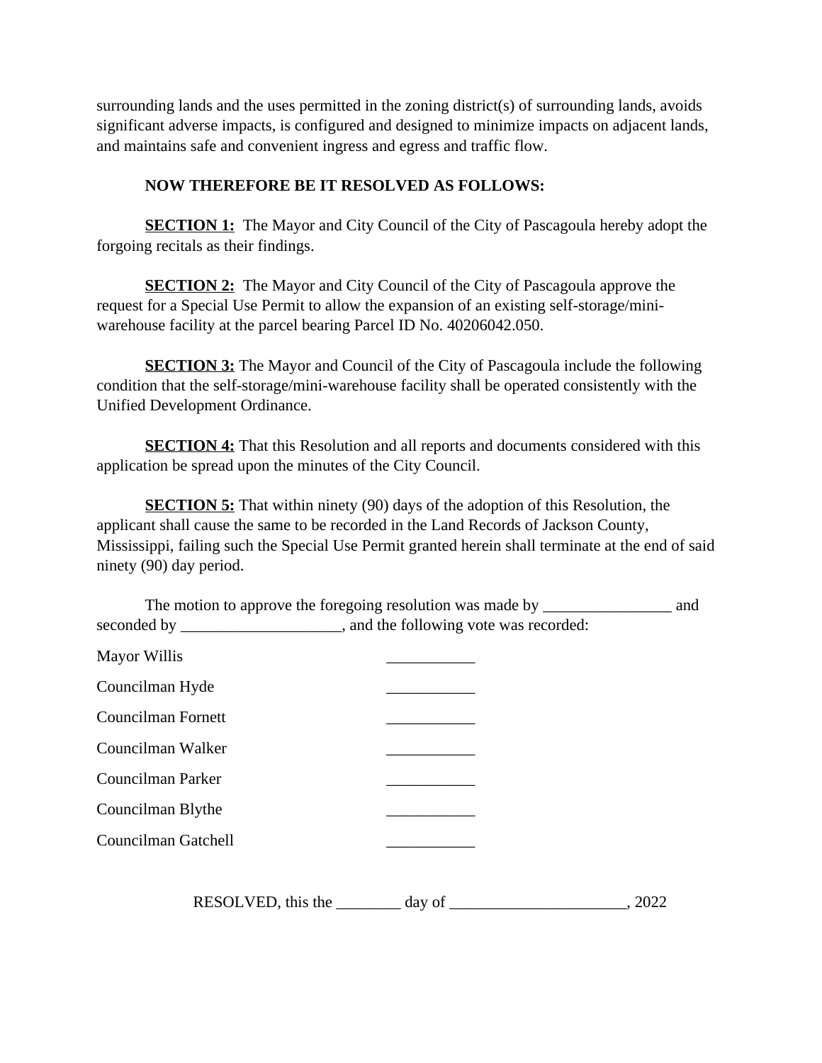surrounding lands and the uses permitted in the zoning district(s) of surrounding lands, avoids significant adverse impacts, is configured and designed to minimize impacts on adjacent lands, and maintains safe and convenient ingress and egress and traffic flow.

**NOW THEREFORE BE IT RESOLVED AS FOLLOWS:**

**SECTION 1:** The Mayor and City Council of the City of Pascagoula hereby adopt the forgoing recitals as their findings.

**SECTION 2:** The Mayor and City Council of the City of Pascagoula approve the request for a Special Use Permit to allow the expansion of an existing self-storage/mini-warehouse facility at the parcel bearing Parcel ID No. 40206042.050.

**SECTION 3:** The Mayor and Council of the City of Pascagoula include the following condition that the self-storage/mini-warehouse facility shall be operated consistently with the Unified Development Ordinance.

**SECTION 4:** That this Resolution and all reports and documents considered with this application be spread upon the minutes of the City Council.

**SECTION 5:** That within ninety (90) days of the adoption of this Resolution, the applicant shall cause the same to be recorded in the Land Records of Jackson County, Mississippi, failing such the Special Use Permit granted herein shall terminate at the end of said ninety (90) day period.

The motion to approve the foregoing resolution was made by ________________ and seconded by ____________________, and the following vote was recorded:

Mayor Willis ___________

Councilman Hyde ___________

Councilman Fornett ___________

Councilman Walker ___________

Councilman Parker ___________

Councilman Blythe ___________

Councilman Gatchell ___________

RESOLVED, this the ________ day of ______________________, 2022